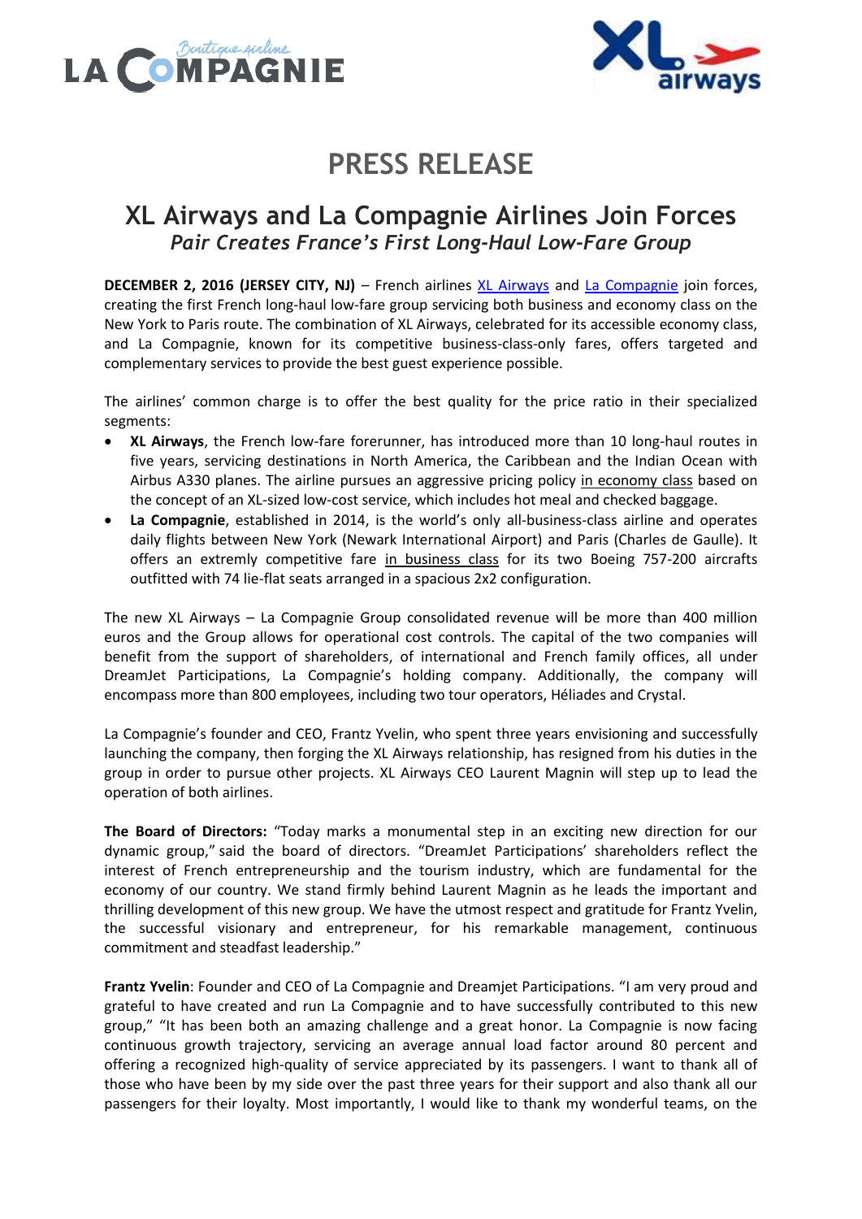# PRESS RELEASE

## XL Airways and La Compagnie Airlines Join Forces

*Pair Creates France's First Long-Haul Low-Fare Group*

**DECEMBER 2, 2016 (JERSEY CITY, NJ)** – French airlines XL Airways and La Compagnie join forces, creating the first French long-haul low-fare group servicing both business and economy class on the New York to Paris route. The combination of XL Airways, celebrated for its accessible economy class, and La Compagnie, known for its competitive business-class-only fares, offers targeted and complementary services to provide the best guest experience possible.

The airlines' common charge is to offer the best quality for the price ratio in their specialized segments:

- **XL Airways**, the French low-fare forerunner, has introduced more than 10 long-haul routes in five years, servicing destinations in North America, the Caribbean and the Indian Ocean with Airbus A330 planes. The airline pursues an aggressive pricing policy in economy class based on the concept of an XL-sized low-cost service, which includes hot meal and checked baggage.
- **La Compagnie**, established in 2014, is the world's only all-business-class airline and operates daily flights between New York (Newark International Airport) and Paris (Charles de Gaulle). It offers an extremly competitive fare in business class for its two Boeing 757-200 aircrafts outfitted with 74 lie-flat seats arranged in a spacious 2x2 configuration.

The new XL Airways – La Compagnie Group consolidated revenue will be more than 400 million euros and the Group allows for operational cost controls. The capital of the two companies will benefit from the support of shareholders, of international and French family offices, all under DreamJet Participations, La Compagnie's holding company. Additionally, the company will encompass more than 800 employees, including two tour operators, Héliades and Crystal.

La Compagnie's founder and CEO, Frantz Yvelin, who spent three years envisioning and successfully launching the company, then forging the XL Airways relationship, has resigned from his duties in the group in order to pursue other projects. XL Airways CEO Laurent Magnin will step up to lead the operation of both airlines.

**The Board of Directors:** "Today marks a monumental step in an exciting new direction for our dynamic group," said the board of directors. "DreamJet Participations' shareholders reflect the interest of French entrepreneurship and the tourism industry, which are fundamental for the economy of our country. We stand firmly behind Laurent Magnin as he leads the important and thrilling development of this new group. We have the utmost respect and gratitude for Frantz Yvelin, the successful visionary and entrepreneur, for his remarkable management, continuous commitment and steadfast leadership."

**Frantz Yvelin**: Founder and CEO of La Compagnie and Dreamjet Participations. "I am very proud and grateful to have created and run La Compagnie and to have successfully contributed to this new group," "It has been both an amazing challenge and a great honor. La Compagnie is now facing continuous growth trajectory, servicing an average annual load factor around 80 percent and offering a recognized high-quality of service appreciated by its passengers. I want to thank all of those who have been by my side over the past three years for their support and also thank all our passengers for their loyalty. Most importantly, I would like to thank my wonderful teams, on the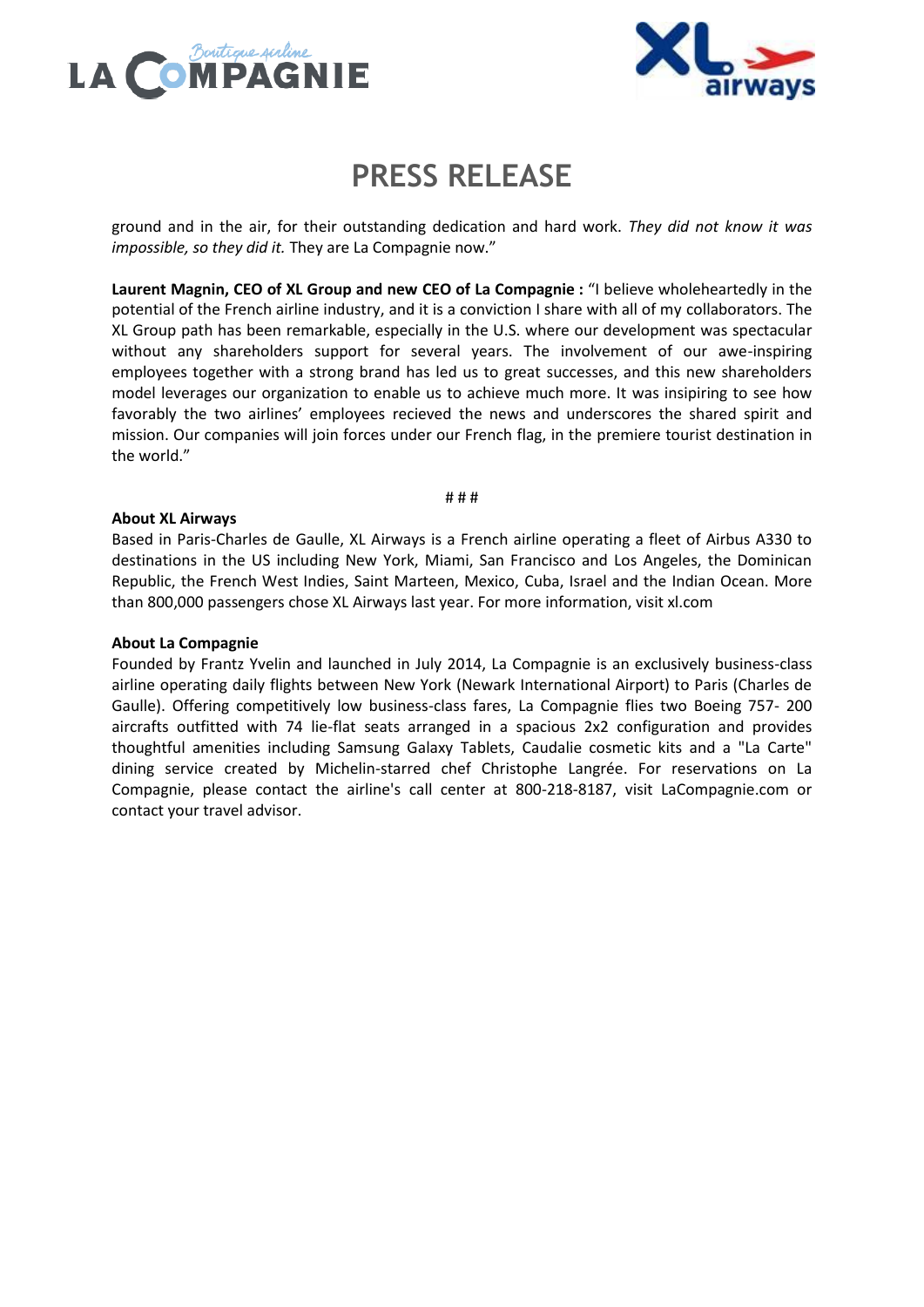# PRESS RELEASE

ground and in the air, for their outstanding dedication and hard work. *They did not know it was impossible, so they did it.* They are La Compagnie now."

**Laurent Magnin, CEO of XL Group and new CEO of La Compagnie :** "I believe wholeheartedly in the potential of the French airline industry, and it is a conviction I share with all of my collaborators. The XL Group path has been remarkable, especially in the U.S. where our development was spectacular without any shareholders support for several years. The involvement of our awe-inspiring employees together with a strong brand has led us to great successes, and this new shareholders model leverages our organization to enable us to achieve much more. It was insipiring to see how favorably the two airlines' employees recieved the news and underscores the shared spirit and mission. Our companies will join forces under our French flag, in the premiere tourist destination in the world."

# # #

**About XL Airways**

Based in Paris-Charles de Gaulle, XL Airways is a French airline operating a fleet of Airbus A330 to destinations in the US including New York, Miami, San Francisco and Los Angeles, the Dominican Republic, the French West Indies, Saint Marteen, Mexico, Cuba, Israel and the Indian Ocean. More than 800,000 passengers chose XL Airways last year. For more information, visit xl.com

**About La Compagnie**

Founded by Frantz Yvelin and launched in July 2014, La Compagnie is an exclusively business-class airline operating daily flights between New York (Newark International Airport) to Paris (Charles de Gaulle). Offering competitively low business-class fares, La Compagnie flies two Boeing 757- 200 aircrafts outfitted with 74 lie-flat seats arranged in a spacious 2x2 configuration and provides thoughtful amenities including Samsung Galaxy Tablets, Caudalie cosmetic kits and a "La Carte" dining service created by Michelin-starred chef Christophe Langrée. For reservations on La Compagnie, please contact the airline's call center at 800-218-8187, visit LaCompagnie.com or contact your travel advisor.